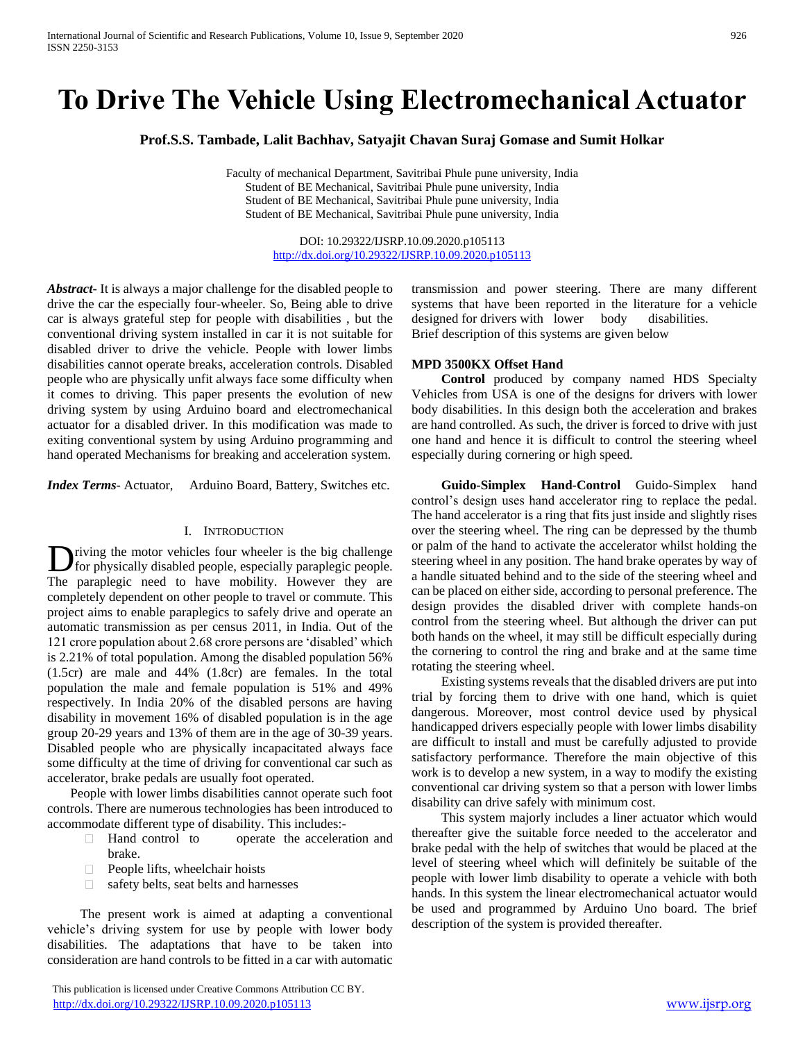# To Drive The Vehicle Using Electromechanical Actuator

**Prof.S.S. Tambade, Lalit Bachhav, Satyajit Chavan Suraj Gomase and Sumit Holkar**

Faculty of mechanical Department, Savitribai Phule pune university, India
Student of BE Mechanical, Savitribai Phule pune university, India
Student of BE Mechanical, Savitribai Phule pune university, India
Student of BE Mechanical, Savitribai Phule pune university, India

DOI: 10.29322/IJSRP.10.09.2020.p105113
http://dx.doi.org/10.29322/IJSRP.10.09.2020.p105113

***Abstract***- It is always a major challenge for the disabled people to drive the car the especially four-wheeler. So, Being able to drive car is always grateful step for people with disabilities , but the conventional driving system installed in car it is not suitable for disabled driver to drive the vehicle. People with lower limbs disabilities cannot operate breaks, acceleration controls. Disabled people who are physically unfit always face some difficulty when it comes to driving. This paper presents the evolution of new driving system by using Arduino board and electromechanical actuator for a disabled driver. In this modification was made to exiting conventional system by using Arduino programming and hand operated Mechanisms for breaking and acceleration system.

***Index Terms***- Actuator, Arduino Board, Battery, Switches etc.

## I. Introduction

Driving the motor vehicles four wheeler is the big challenge for physically disabled people, especially paraplegic people. The paraplegic need to have mobility. However they are completely dependent on other people to travel or commute. This project aims to enable paraplegics to safely drive and operate an automatic transmission as per census 2011, in India. Out of the 121 crore population about 2.68 crore persons are 'disabled' which is 2.21% of total population. Among the disabled population 56% (1.5cr) are male and 44% (1.8cr) are females. In the total population the male and female population is 51% and 49% respectively. In India 20% of the disabled persons are having disability in movement 16% of disabled population is in the age group 20-29 years and 13% of them are in the age of 30-39 years. Disabled people who are physically incapacitated always face some difficulty at the time of driving for conventional car such as accelerator, brake pedals are usually foot operated.

People with lower limbs disabilities cannot operate such foot controls. There are numerous technologies has been introduced to accommodate different type of disability. This includes:-

- Hand control to operate the acceleration and brake.
- People lifts, wheelchair hoists
- safety belts, seat belts and harnesses

The present work is aimed at adapting a conventional vehicle's driving system for use by people with lower body disabilities. The adaptations that have to be taken into consideration are hand controls to be fitted in a car with automatic transmission and power steering. There are many different systems that have been reported in the literature for a vehicle designed for drivers with lower body disabilities. Brief description of this systems are given below

**MPD 3500KX Offset Hand**

**Control** produced by company named HDS Specialty Vehicles from USA is one of the designs for drivers with lower body disabilities. In this design both the acceleration and brakes are hand controlled. As such, the driver is forced to drive with just one hand and hence it is difficult to control the steering wheel especially during cornering or high speed.

**Guido-Simplex Hand-Control** Guido-Simplex hand control's design uses hand accelerator ring to replace the pedal. The hand accelerator is a ring that fits just inside and slightly rises over the steering wheel. The ring can be depressed by the thumb or palm of the hand to activate the accelerator whilst holding the steering wheel in any position. The hand brake operates by way of a handle situated behind and to the side of the steering wheel and can be placed on either side, according to personal preference. The design provides the disabled driver with complete hands-on control from the steering wheel. But although the driver can put both hands on the wheel, it may still be difficult especially during the cornering to control the ring and brake and at the same time rotating the steering wheel.

Existing systems reveals that the disabled drivers are put into trial by forcing them to drive with one hand, which is quiet dangerous. Moreover, most control device used by physical handicapped drivers especially people with lower limbs disability are difficult to install and must be carefully adjusted to provide satisfactory performance. Therefore the main objective of this work is to develop a new system, in a way to modify the existing conventional car driving system so that a person with lower limbs disability can drive safely with minimum cost.

This system majorly includes a liner actuator which would thereafter give the suitable force needed to the accelerator and brake pedal with the help of switches that would be placed at the level of steering wheel which will definitely be suitable of the people with lower limb disability to operate a vehicle with both hands. In this system the linear electromechanical actuator would be used and programmed by Arduino Uno board. The brief description of the system is provided thereafter.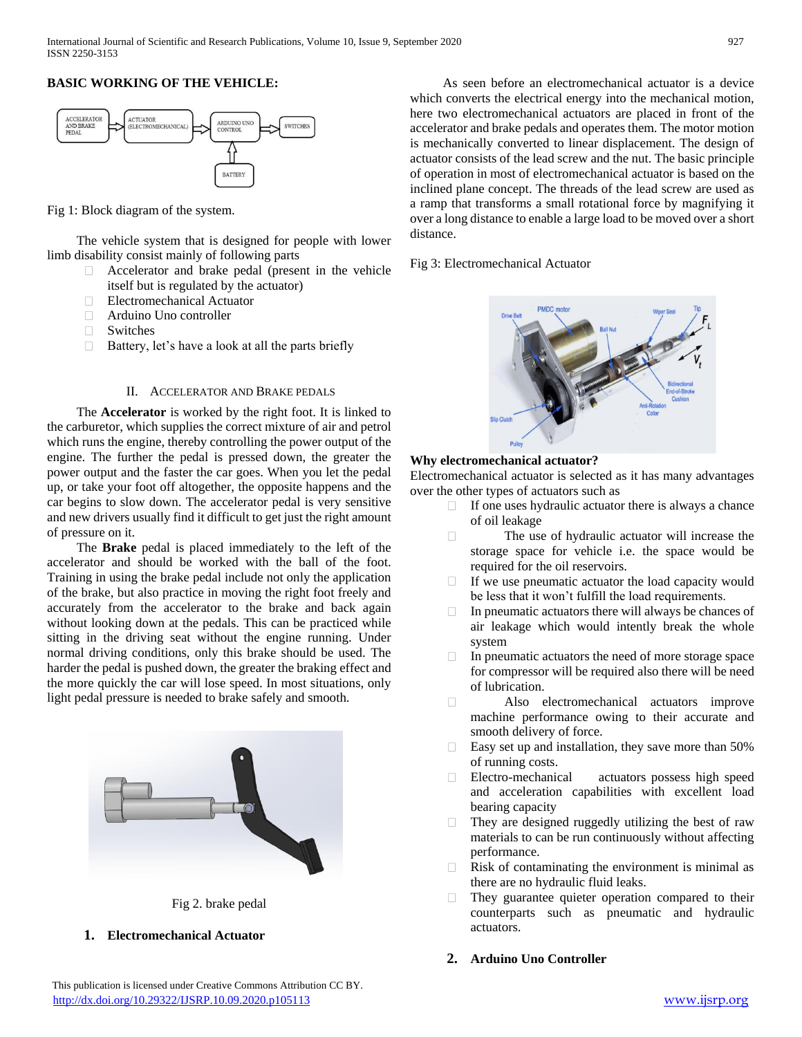## BASIC WORKING OF THE VEHICLE:

Fig 1: Block diagram of the system.

The vehicle system that is designed for people with lower limb disability consist mainly of following parts

- Accelerator and brake pedal (present in the vehicle itself but is regulated by the actuator)
- Electromechanical Actuator
- Arduino Uno controller
- Switches
- Battery, let's have a look at all the parts briefly

## II. Accelerator and Brake Pedals

The **Accelerator** is worked by the right foot. It is linked to the carburetor, which supplies the correct mixture of air and petrol which runs the engine, thereby controlling the power output of the engine. The further the pedal is pressed down, the greater the power output and the faster the car goes. When you let the pedal up, or take your foot off altogether, the opposite happens and the car begins to slow down. The accelerator pedal is very sensitive and new drivers usually find it difficult to get just the right amount of pressure on it.

The **Brake** pedal is placed immediately to the left of the accelerator and should be worked with the ball of the foot. Training in using the brake pedal include not only the application of the brake, but also practice in moving the right foot freely and accurately from the accelerator to the brake and back again without looking down at the pedals. This can be practiced while sitting in the driving seat without the engine running. Under normal driving conditions, only this brake should be used. The harder the pedal is pushed down, the greater the braking effect and the more quickly the car will lose speed. In most situations, only light pedal pressure is needed to brake safely and smooth.

Fig 2. brake pedal

### 1. Electromechanical Actuator

As seen before an electromechanical actuator is a device which converts the electrical energy into the mechanical motion, here two electromechanical actuators are placed in front of the accelerator and brake pedals and operates them. The motor motion is mechanically converted to linear displacement. The design of actuator consists of the lead screw and the nut. The basic principle of operation in most of electromechanical actuator is based on the inclined plane concept. The threads of the lead screw are used as a ramp that transforms a small rotational force by magnifying it over a long distance to enable a large load to be moved over a short distance.

Fig 3: Electromechanical Actuator

**Why electromechanical actuator?**

Electromechanical actuator is selected as it has many advantages over the other types of actuators such as

- If one uses hydraulic actuator there is always a chance of oil leakage
- The use of hydraulic actuator will increase the storage space for vehicle i.e. the space would be required for the oil reservoirs.
- If we use pneumatic actuator the load capacity would be less that it won't fulfill the load requirements.
- In pneumatic actuators there will always be chances of air leakage which would intently break the whole system
- In pneumatic actuators the need of more storage space for compressor will be required also there will be need of lubrication.
- Also electromechanical actuators improve machine performance owing to their accurate and smooth delivery of force.
- Easy set up and installation, they save more than 50% of running costs.
- Electro-mechanical actuators possess high speed and acceleration capabilities with excellent load bearing capacity
- They are designed ruggedly utilizing the best of raw materials to can be run continuously without affecting performance.
- Risk of contaminating the environment is minimal as there are no hydraulic fluid leaks.
- They guarantee quieter operation compared to their counterparts such as pneumatic and hydraulic actuators.

### 2. Arduino Uno Controller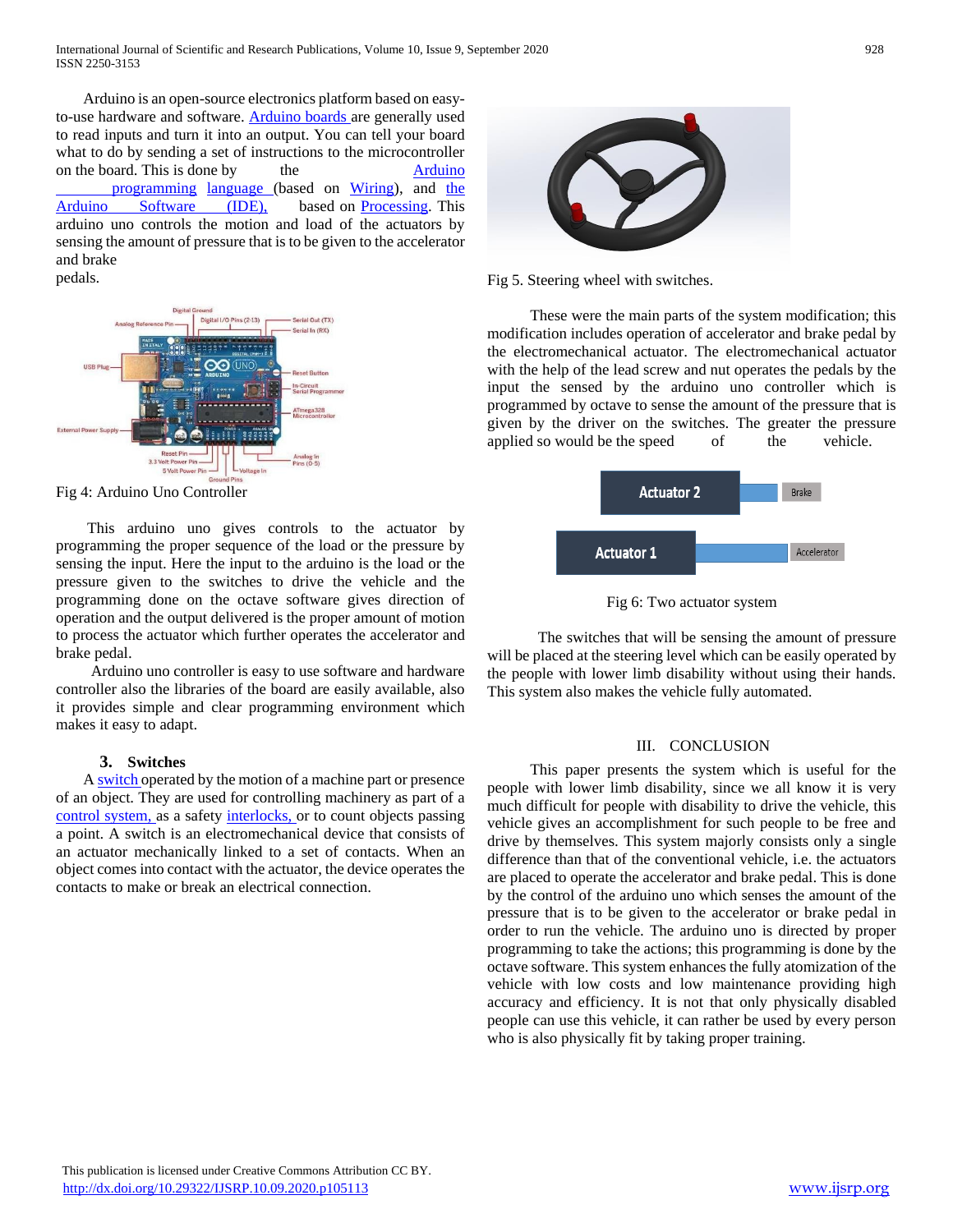Arduino is an open-source electronics platform based on easy-to-use hardware and software. Arduino boards are generally used to read inputs and turn it into an output. You can tell your board what to do by sending a set of instructions to the microcontroller on the board. This is done by the Arduino programming language (based on Wiring), and the Arduino Software (IDE), based on Processing. This arduino uno controls the motion and load of the actuators by sensing the amount of pressure that is to be given to the accelerator and brake pedals.

Fig 4: Arduino Uno Controller

This arduino uno gives controls to the actuator by programming the proper sequence of the load or the pressure by sensing the input. Here the input to the arduino is the load or the pressure given to the switches to drive the vehicle and the programming done on the octave software gives direction of operation and the output delivered is the proper amount of motion to process the actuator which further operates the accelerator and brake pedal.

Arduino uno controller is easy to use software and hardware controller also the libraries of the board are easily available, also it provides simple and clear programming environment which makes it easy to adapt.

### 3. Switches

A switch operated by the motion of a machine part or presence of an object. They are used for controlling machinery as part of a control system, as a safety interlocks, or to count objects passing a point. A switch is an electromechanical device that consists of an actuator mechanically linked to a set of contacts. When an object comes into contact with the actuator, the device operates the contacts to make or break an electrical connection.

Fig 5. Steering wheel with switches.

These were the main parts of the system modification; this modification includes operation of accelerator and brake pedal by the electromechanical actuator. The electromechanical actuator with the help of the lead screw and nut operates the pedals by the input the sensed by the arduino uno controller which is programmed by octave to sense the amount of the pressure that is given by the driver on the switches. The greater the pressure applied so would be the speed of the vehicle.

Fig 6: Two actuator system

The switches that will be sensing the amount of pressure will be placed at the steering level which can be easily operated by the people with lower limb disability without using their hands. This system also makes the vehicle fully automated.

## III. CONCLUSION

This paper presents the system which is useful for the people with lower limb disability, since we all know it is very much difficult for people with disability to drive the vehicle, this vehicle gives an accomplishment for such people to be free and drive by themselves. This system majorly consists only a single difference than that of the conventional vehicle, i.e. the actuators are placed to operate the accelerator and brake pedal. This is done by the control of the arduino uno which senses the amount of the pressure that is to be given to the accelerator or brake pedal in order to run the vehicle. The arduino uno is directed by proper programming to take the actions; this programming is done by the octave software. This system enhances the fully atomization of the vehicle with low costs and low maintenance providing high accuracy and efficiency. It is not that only physically disabled people can use this vehicle, it can rather be used by every person who is also physically fit by taking proper training.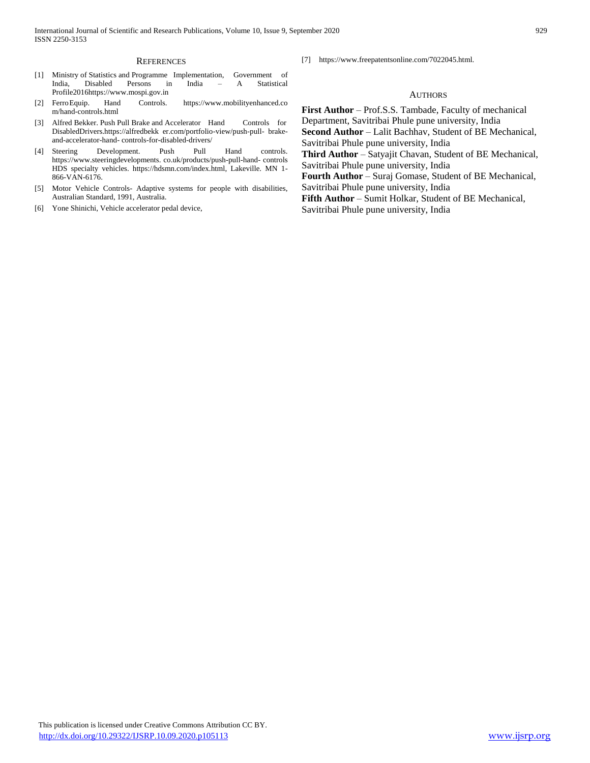## REFERENCES

[1] Ministry of Statistics and Programme Implementation, Government of India, Disabled Persons in India – A Statistical Profile2016https://www.mospi.gov.in

[2] FerroEquip. Hand Controls. https://www.mobilityenhanced.com/hand-controls.html

[3] Alfred Bekker. Push Pull Brake and Accelerator Hand Controls for DisabledDrivers.https://alfredbekk er.com/portfolio-view/push-pull- brake-and-accelerator-hand- controls-for-disabled-drivers/

[4] Steering Development. Push Pull Hand controls. https://www.steeringdevelopments. co.uk/products/push-pull-hand- controls HDS specialty vehicles. https://hdsmn.com/index.html, Lakeville. MN 1-866-VAN-6176.

[5] Motor Vehicle Controls- Adaptive systems for people with disabilities, Australian Standard, 1991, Australia.

[6] Yone Shinichi, Vehicle accelerator pedal device,

[7] https://www.freepatentsonline.com/7022045.html.

## AUTHORS

**First Author** – Prof.S.S. Tambade, Faculty of mechanical Department, Savitribai Phule pune university, India

**Second Author** – Lalit Bachhav, Student of BE Mechanical, Savitribai Phule pune university, India

**Third Author** – Satyajit Chavan, Student of BE Mechanical, Savitribai Phule pune university, India

**Fourth Author** – Suraj Gomase, Student of BE Mechanical, Savitribai Phule pune university, India

**Fifth Author** – Sumit Holkar, Student of BE Mechanical, Savitribai Phule pune university, India

This publication is licensed under Creative Commons Attribution CC BY.
http://dx.doi.org/10.29322/IJSRP.10.09.2020.p105113